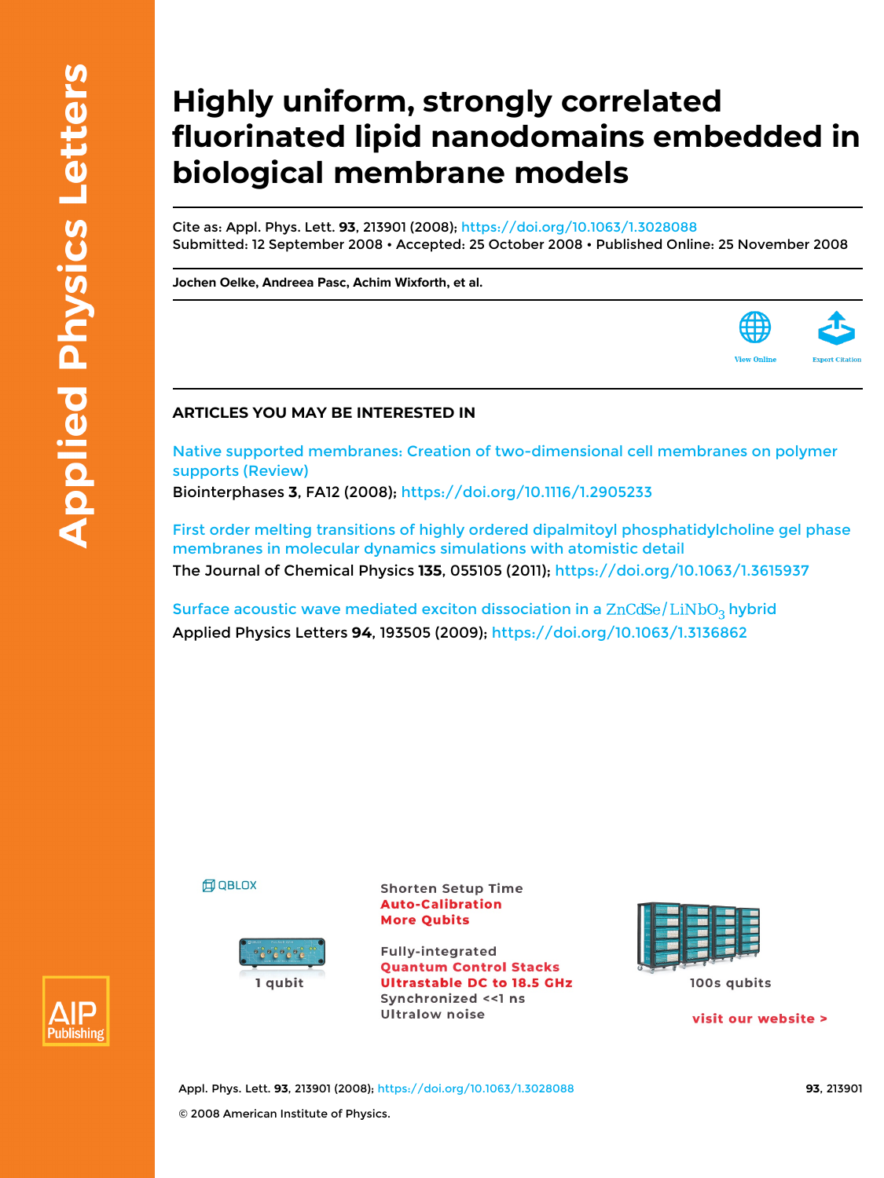# Highly uniform, strongly correlated fluorinated lipid nanodomains embedded in biological membrane models

Cite as: Appl. Phys. Lett. **93**, 213901 (2008); https://doi.org/10.1063/1.3028088
Submitted: 12 September 2008 • Accepted: 25 October 2008 • Published Online: 25 November 2008

**Jochen Oelke, Andreea Pasc, Achim Wixforth, et al.**

View Online | Export Citation

## ARTICLES YOU MAY BE INTERESTED IN

Native supported membranes: Creation of two-dimensional cell membranes on polymer supports (Review)
Biointerphases **3**, FA12 (2008); https://doi.org/10.1116/1.2905233

First order melting transitions of highly ordered dipalmitoyl phosphatidylcholine gel phase membranes in molecular dynamics simulations with atomistic detail
The Journal of Chemical Physics **135**, 055105 (2011); https://doi.org/10.1063/1.3615937

Surface acoustic wave mediated exciton dissociation in a $ZnCdSe/LiNbO_3$ hybrid
Applied Physics Letters **94**, 193505 (2009); https://doi.org/10.1063/1.3136862

© 2008 American Institute of Physics.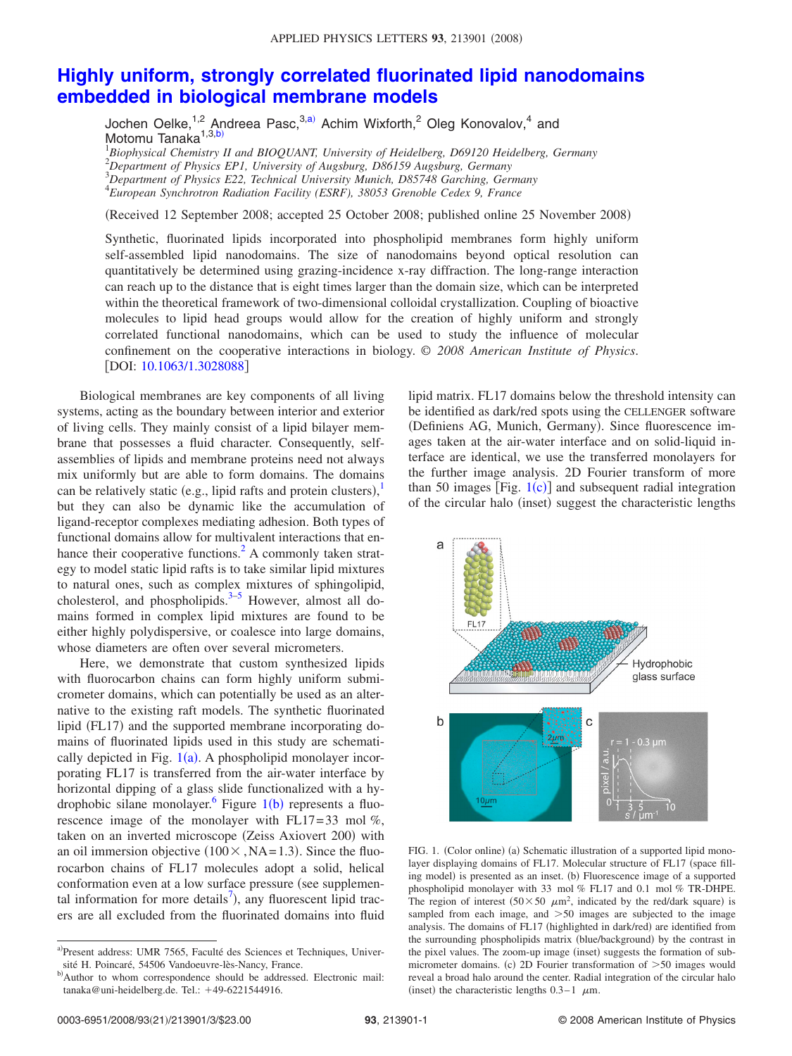# Highly uniform, strongly correlated fluorinated lipid nanodomains embedded in biological membrane models

Jochen Oelke,[1,2] Andreea Pasc,[3,a)] Achim Wixforth,[2] Oleg Konovalov,[4] and Motomu Tanaka[1,3,b)]

[1]*Biophysical Chemistry II and BIOQUANT, University of Heidelberg, D69120 Heidelberg, Germany*
[2]*Department of Physics EP1, University of Augsburg, D86159 Augsburg, Germany*
[3]*Department of Physics E22, Technical University Munich, D85748 Garching, Germany*
[4]*European Synchrotron Radiation Facility (ESRF), 38053 Grenoble Cedex 9, France*

(Received 12 September 2008; accepted 25 October 2008; published online 25 November 2008)

Synthetic, fluorinated lipids incorporated into phospholipid membranes form highly uniform self-assembled lipid nanodomains. The size of nanodomains beyond optical resolution can quantitatively be determined using grazing-incidence x-ray diffraction. The long-range interaction can reach up to the distance that is eight times larger than the domain size, which can be interpreted within the theoretical framework of two-dimensional colloidal crystallization. Coupling of bioactive molecules to lipid head groups would allow for the creation of highly uniform and strongly correlated functional nanodomains, which can be used to study the influence of molecular confinement on the cooperative interactions in biology. © *2008 American Institute of Physics*. [DOI: 10.1063/1.3028088]

Biological membranes are key components of all living systems, acting as the boundary between interior and exterior of living cells. They mainly consist of a lipid bilayer membrane that possesses a fluid character. Consequently, self-assemblies of lipids and membrane proteins need not always mix uniformly but are able to form domains. The domains can be relatively static (e.g., lipid rafts and protein clusters),[1] but they can also be dynamic like the accumulation of ligand-receptor complexes mediating adhesion. Both types of functional domains allow for multivalent interactions that enhance their cooperative functions.[2] A commonly taken strategy to model static lipid rafts is to take similar lipid mixtures to natural ones, such as complex mixtures of sphingolipid, cholesterol, and phospholipids.[3–5] However, almost all domains formed in complex lipid mixtures are found to be either highly polydispersive, or coalesce into large domains, whose diameters are often over several micrometers.

Here, we demonstrate that custom synthesized lipids with fluorocarbon chains can form highly uniform submicrometer domains, which can potentially be used as an alternative to the existing raft models. The synthetic fluorinated lipid (FL17) and the supported membrane incorporating domains of fluorinated lipids used in this study are schematically depicted in Fig. 1(a). A phospholipid monolayer incorporating FL17 is transferred from the air-water interface by horizontal dipping of a glass slide functionalized with a hydrophobic silane monolayer.[6] Figure 1(b) represents a fluorescence image of the monolayer with FL17=33 mol %, taken on an inverted microscope (Zeiss Axiovert 200) with an oil immersion objective ($100\times$, NA=1.3). Since the fluorocarbon chains of FL17 molecules adopt a solid, helical conformation even at a low surface pressure (see supplemental information for more details[7]), any fluorescent lipid tracers are all excluded from the fluorinated domains into fluid lipid matrix. FL17 domains below the threshold intensity can be identified as dark/red spots using the CELLENGER software (Definiens AG, Munich, Germany). Since fluorescence images taken at the air-water interface and on solid-liquid interface are identical, we use the transferred monolayers for the further image analysis. 2D Fourier transform of more than 50 images [Fig. 1(c)] and subsequent radial integration of the circular halo (inset) suggest the characteristic lengths

FIG. 1. (Color online) (a) Schematic illustration of a supported lipid monolayer displaying domains of FL17. Molecular structure of FL17 (space filling model) is presented as an inset. (b) Fluorescence image of a supported phospholipid monolayer with 33 mol % FL17 and 0.1 mol % TR-DHPE. The region of interest ($50\times50$ $\mu m^2$, indicated by the red/dark square) is sampled from each image, and >50 images are subjected to the image analysis. The domains of FL17 (highlighted in dark/red) are identified from the surrounding phospholipids matrix (blue/background) by the contrast in the pixel values. The zoom-up image (inset) suggests the formation of submicrometer domains. (c) 2D Fourier transformation of >50 images would reveal a broad halo around the center. Radial integration of the circular halo (inset) the characteristic lengths 0.3–1 $\mu$m.

---

a)Present address: UMR 7565, Faculté des Sciences et Techniques, Université H. Poincaré, 54506 Vandoeuvre-lès-Nancy, France.

b)Author to whom correspondence should be addressed. Electronic mail: tanaka@uni-heidelberg.de. Tel.: +49-6221544916.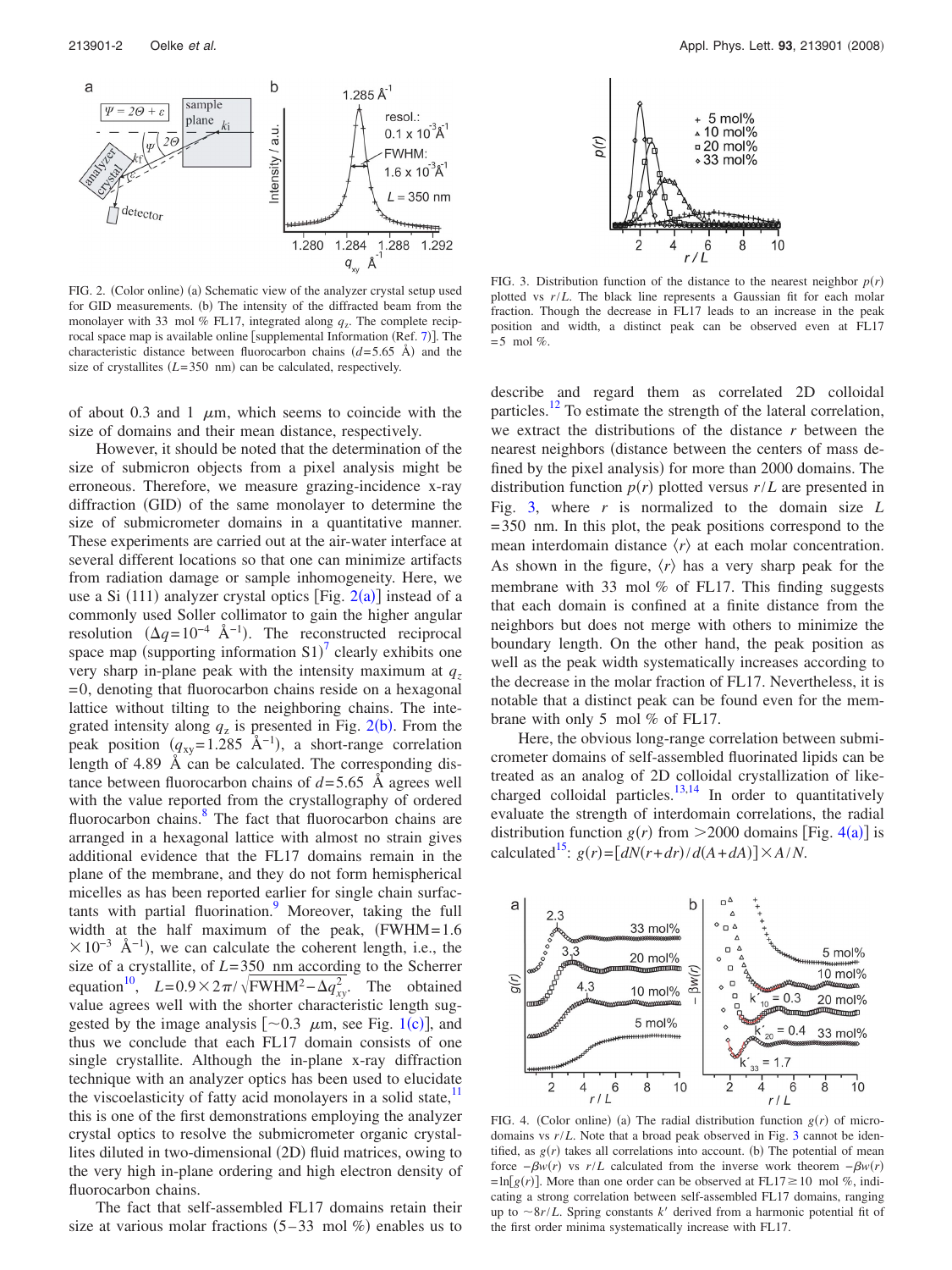FIG. 2. (Color online) (a) Schematic view of the analyzer crystal setup used for GID measurements. (b) The intensity of the diffracted beam from the monolayer with 33 mol % FL17, integrated along $q_z$. The complete reciprocal space map is available online [supplemental Information (Ref. 7)]. The characteristic distance between fluorocarbon chains ($d$=5.65 Å) and the size of crystallites ($L$=350 nm) can be calculated, respectively.

of about 0.3 and 1 $\mu$m, which seems to coincide with the size of domains and their mean distance, respectively.

However, it should be noted that the determination of the size of submicron objects from a pixel analysis might be erroneous. Therefore, we measure grazing-incidence x-ray diffraction (GID) of the same monolayer to determine the size of submicrometer domains in a quantitative manner. These experiments are carried out at the air-water interface at several different locations so that one can minimize artifacts from radiation damage or sample inhomogeneity. Here, we use a Si (111) analyzer crystal optics [Fig. 2(a)] instead of a commonly used Soller collimator to gain the higher angular resolution ($\Delta q = 10^{-4}$ Å$^{-1}$). The reconstructed reciprocal space map (supporting information S1)[7] clearly exhibits one very sharp in-plane peak with the intensity maximum at $q_z = 0$, denoting that fluorocarbon chains reside on a hexagonal lattice without tilting to the neighboring chains. The integrated intensity along $q_z$ is presented in Fig. 2(b). From the peak position ($q_{xy}$=1.285 Å$^{-1}$), a short-range correlation length of 4.89 Å can be calculated. The corresponding distance between fluorocarbon chains of $d$=5.65 Å agrees well with the value reported from the crystallography of ordered fluorocarbon chains.[8] The fact that fluorocarbon chains are arranged in a hexagonal lattice with almost no strain gives additional evidence that the FL17 domains remain in the plane of the membrane, and they do not form hemispherical micelles as has been reported earlier for single chain surfactants with partial fluorination.[9] Moreover, taking the full width at the half maximum of the peak, (FWHM=$1.6 \times 10^{-3}$ Å$^{-1}$), we can calculate the coherent length, i.e., the size of a crystallite, of $L$=350 nm according to the Scherrer equation[10], $L = 0.9 \times 2\pi / \sqrt{\mathrm{FWHM}^2 - \Delta q_{xy}^2}$. The obtained value agrees well with the shorter characteristic length suggested by the image analysis [$\sim$0.3 $\mu$m, see Fig. 1(c)], and thus we conclude that each FL17 domain consists of one single crystallite. Although the in-plane x-ray diffraction technique with an analyzer optics has been used to elucidate the viscoelasticity of fatty acid monolayers in a solid state,[11] this is one of the first demonstrations employing the analyzer crystal optics to resolve the submicrometer organic crystallites diluted in two-dimensional (2D) fluid matrices, owing to the very high in-plane ordering and high electron density of fluorocarbon chains.

The fact that self-assembled FL17 domains retain their size at various molar fractions (5–33 mol %) enables us to describe and regard them as correlated 2D colloidal particles.[12] To estimate the strength of the lateral correlation, we extract the distributions of the distance $r$ between the nearest neighbors (distance between the centers of mass defined by the pixel analysis) for more than 2000 domains. The distribution function $p(r)$ plotted versus $r/L$ are presented in Fig. 3, where $r$ is normalized to the domain size $L$ =350 nm. In this plot, the peak positions correspond to the mean interdomain distance $\langle r \rangle$ at each molar concentration. As shown in the figure, $\langle r \rangle$ has a very sharp peak for the membrane with 33 mol % of FL17. This finding suggests that each domain is confined at a finite distance from the neighbors but does not merge with others to minimize the boundary length. On the other hand, the peak position as well as the peak width systematically increases according to the decrease in the molar fraction of FL17. Nevertheless, it is notable that a distinct peak can be found even for the membrane with only 5 mol % of FL17.

FIG. 3. Distribution function of the distance to the nearest neighbor $p(r)$ plotted vs $r/L$. The black line represents a Gaussian fit for each molar fraction. Though the decrease in FL17 leads to an increase in the peak position and width, a distinct peak can be observed even at FL17 =5 mol %.

Here, the obvious long-range correlation between submicrometer domains of self-assembled fluorinated lipids can be treated as an analog of 2D colloidal crystallization of like-charged colloidal particles.[13,14] In order to quantitatively evaluate the strength of interdomain correlations, the radial distribution function $g(r)$ from >2000 domains [Fig. 4(a)] is calculated[15]: $g(r) = [dN(r+dr)/d(A+dA)] \times A/N$.

FIG. 4. (Color online) (a) The radial distribution function $g(r)$ of microdomains vs $r/L$. Note that a broad peak observed in Fig. 3 cannot be identified, as $g(r)$ takes all correlations into account. (b) The potential of mean force $-\beta w(r)$ vs $r/L$ calculated from the inverse work theorem $-\beta w(r) = \ln[g(r)]$. More than one order can be observed at FL17 ≥ 10 mol %, indicating a strong correlation between self-assembled FL17 domains, ranging up to $\sim 8r/L$. Spring constants $k'$ derived from a harmonic potential fit of the first order minima systematically increase with FL17.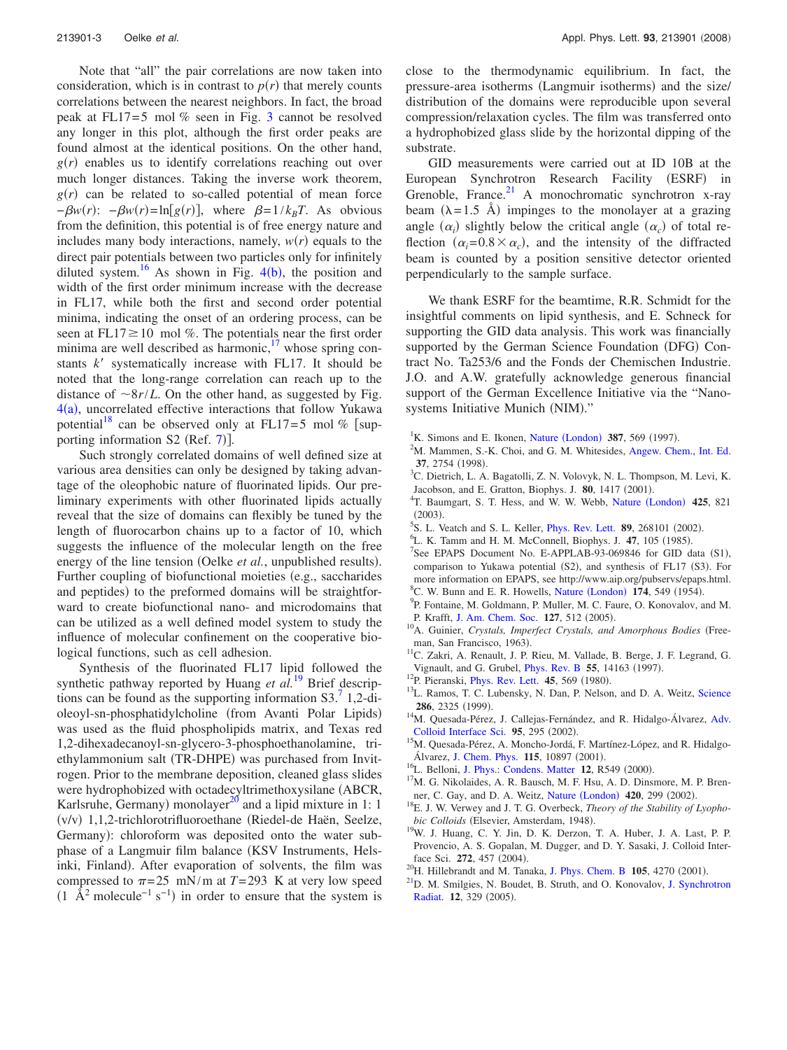Note that "all" the pair correlations are now taken into consideration, which is in contrast to $p(r)$ that merely counts correlations between the nearest neighbors. In fact, the broad peak at FL17=5 mol % seen in Fig. 3 cannot be resolved any longer in this plot, although the first order peaks are found almost at the identical positions. On the other hand, $g(r)$ enables us to identify correlations reaching out over much longer distances. Taking the inverse work theorem, $g(r)$ can be related to so-called potential of mean force $-\beta w(r)$: $-\beta w(r) = \ln[g(r)]$, where $\beta = 1/k_B T$. As obvious from the definition, this potential is of free energy nature and includes many body interactions, namely, $w(r)$ equals to the direct pair potentials between two particles only for infinitely diluted system.[16] As shown in Fig. 4(b), the position and width of the first order minimum increase with the decrease in FL17, while both the first and second order potential minima, indicating the onset of an ordering process, can be seen at FL17 $\geq$ 10 mol %. The potentials near the first order minima are well described as harmonic,[17] whose spring constants $k'$ systematically increase with FL17. It should be noted that the long-range correlation can reach up to the distance of $\sim 8r/L$. On the other hand, as suggested by Fig. 4(a), uncorrelated effective interactions that follow Yukawa potential[18] can be observed only at FL17=5 mol % [supporting information S2 (Ref. 7)].

Such strongly correlated domains of well defined size at various area densities can only be designed by taking advantage of the oleophobic nature of fluorinated lipids. Our preliminary experiments with other fluorinated lipids actually reveal that the size of domains can flexibly be tuned by the length of fluorocarbon chains up to a factor of 10, which suggests the influence of the molecular length on the free energy of the line tension (Oelke *et al.*, unpublished results). Further coupling of biofunctional moieties (e.g., saccharides and peptides) to the preformed domains will be straightforward to create biofunctional nano- and microdomains that can be utilized as a well defined model system to study the influence of molecular confinement on the cooperative biological functions, such as cell adhesion.

Synthesis of the fluorinated FL17 lipid followed the synthetic pathway reported by Huang *et al.*[19] Brief descriptions can be found as the supporting information S3.[7] 1,2-dioleoyl-sn-phosphatidylcholine (from Avanti Polar Lipids) was used as the fluid phospholipids matrix, and Texas red 1,2-dihexadecanoyl-sn-glycero-3-phosphoethanolamine, triethylammonium salt (TR-DHPE) was purchased from Invitrogen. Prior to the membrane deposition, cleaned glass slides were hydrophobized with octadecyltrimethoxysilane (ABCR, Karlsruhe, Germany) monolayer[20] and a lipid mixture in 1: 1 (v/v) 1,1,2-trichlorotrifluoroethane (Riedel-de Haën, Seelze, Germany): chloroform was deposited onto the water subphase of a Langmuir film balance (KSV Instruments, Helsinki, Finland). After evaporation of solvents, the film was compressed to $\pi = 25$ mN/m at $T = 293$ K at very low speed (1 Å$^2$ molecule$^{-1}$ s$^{-1}$) in order to ensure that the system is close to the thermodynamic equilibrium. In fact, the pressure-area isotherms (Langmuir isotherms) and the size/distribution of the domains were reproducible upon several compression/relaxation cycles. The film was transferred onto a hydrophobized glass slide by the horizontal dipping of the substrate.

GID measurements were carried out at ID 10B at the European Synchrotron Research Facility (ESRF) in Grenoble, France.[21] A monochromatic synchrotron x-ray beam ($\lambda = 1.5$ Å) impinges to the monolayer at a grazing angle ($\alpha_i$) slightly below the critical angle ($\alpha_c$) of total reflection ($\alpha_i = 0.8 \times \alpha_c$), and the intensity of the diffracted beam is counted by a position sensitive detector oriented perpendicularly to the sample surface.

We thank ESRF for the beamtime, R.R. Schmidt for the insightful comments on lipid synthesis, and E. Schneck for supporting the GID data analysis. This work was financially supported by the German Science Foundation (DFG) Contract No. Ta253/6 and the Fonds der Chemischen Industrie. J.O. and A.W. gratefully acknowledge generous financial support of the German Excellence Initiative via the "Nanosystems Initiative Munich (NIM)."

[1] K. Simons and E. Ikonen, Nature (London) **387**, 569 (1997).
[2] M. Mammen, S.-K. Choi, and G. M. Whitesides, Angew. Chem., Int. Ed. **37**, 2754 (1998).
[3] C. Dietrich, L. A. Bagatolli, Z. N. Volovyk, N. L. Thompson, M. Levi, K. Jacobson, and E. Gratton, Biophys. J. **80**, 1417 (2001).
[4] T. Baumgart, S. T. Hess, and W. W. Webb, Nature (London) **425**, 821 (2003).
[5] S. L. Veatch and S. L. Keller, Phys. Rev. Lett. **89**, 268101 (2002).
[6] L. K. Tamm and H. M. McConnell, Biophys. J. **47**, 105 (1985).
[7] See EPAPS Document No. E-APPLAB-93-069846 for GID data (S1), comparison to Yukawa potential (S2), and synthesis of FL17 (S3). For more information on EPAPS, see http://www.aip.org/pubservs/epaps.html.
[8] C. W. Bunn and E. R. Howells, Nature (London) **174**, 549 (1954).
[9] P. Fontaine, M. Goldmann, P. Muller, M. C. Faure, O. Konovalov, and M. P. Krafft, J. Am. Chem. Soc. **127**, 512 (2005).
[10] A. Guinier, *Crystals, Imperfect Crystals, and Amorphous Bodies* (Freeman, San Francisco, 1963).
[11] C. Zakri, A. Renault, J. P. Rieu, M. Vallade, B. Berge, J. F. Legrand, G. Vignault, and G. Grubel, Phys. Rev. B **55**, 14163 (1997).
[12] P. Pieranski, Phys. Rev. Lett. **45**, 569 (1980).
[13] L. Ramos, T. C. Lubensky, N. Dan, P. Nelson, and D. A. Weitz, Science **286**, 2325 (1999).
[14] M. Quesada-Pérez, J. Callejas-Fernández, and R. Hidalgo-Álvarez, Adv. Colloid Interface Sci. **95**, 295 (2002).
[15] M. Quesada-Pérez, A. Moncho-Jordá, F. Martínez-López, and R. Hidalgo-Álvarez, J. Chem. Phys. **115**, 10897 (2001).
[16] L. Belloni, J. Phys.: Condens. Matter **12**, R549 (2000).
[17] M. G. Nikolaides, A. R. Bausch, M. F. Hsu, A. D. Dinsmore, M. P. Brenner, C. Gay, and D. A. Weitz, Nature (London) **420**, 299 (2002).
[18] E. J. W. Verwey and J. T. G. Overbeck, *Theory of the Stability of Lyophobic Colloids* (Elsevier, Amsterdam, 1948).
[19] W. J. Huang, C. Y. Jin, D. K. Derzon, T. A. Huber, J. A. Last, P. P. Provencio, A. S. Gopalan, M. Dugger, and D. Y. Sasaki, J. Colloid Interface Sci. **272**, 457 (2004).
[20] H. Hillebrandt and M. Tanaka, J. Phys. Chem. B **105**, 4270 (2001).
[21] D. M. Smilgies, N. Boudet, B. Struth, and O. Konovalov, J. Synchrotron Radiat. **12**, 329 (2005).